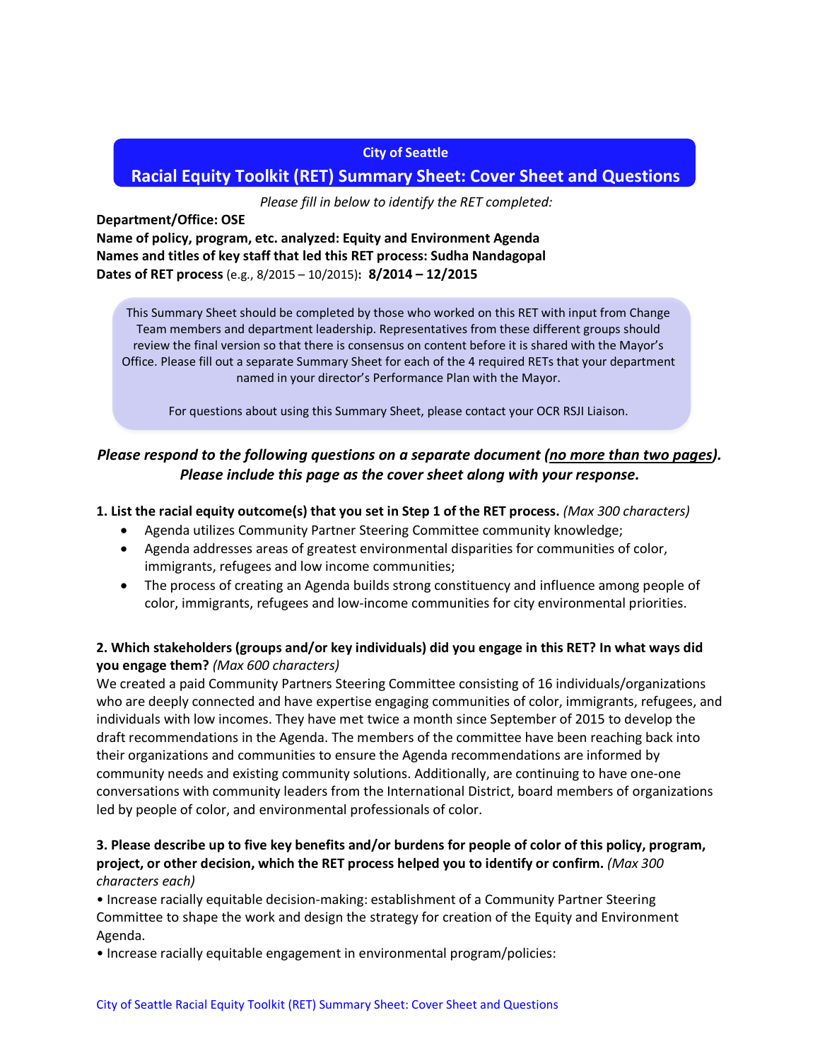**City of Seattle**

# Racial Equity Toolkit (RET) Summary Sheet: Cover Sheet and Questions

*Please fill in below to identify the RET completed:*

**Department/Office: OSE**
**Name of policy, program, etc. analyzed: Equity and Environment Agenda**
**Names and titles of key staff that led this RET process: Sudha Nandagopal**
**Dates of RET process** (e.g., 8/2015 – 10/2015)**: 8/2014 – 12/2015**

This Summary Sheet should be completed by those who worked on this RET with input from Change Team members and department leadership. Representatives from these different groups should review the final version so that there is consensus on content before it is shared with the Mayor's Office. Please fill out a separate Summary Sheet for each of the 4 required RETs that your department named in your director's Performance Plan with the Mayor.

For questions about using this Summary Sheet, please contact your OCR RSJI Liaison.

***Please respond to the following questions on a separate document (<u>no more than two pages</u>). Please include this page as the cover sheet along with your response.***

**1. List the racial equity outcome(s) that you set in Step 1 of the RET process.** *(Max 300 characters)*

- Agenda utilizes Community Partner Steering Committee community knowledge;
- Agenda addresses areas of greatest environmental disparities for communities of color, immigrants, refugees and low income communities;
- The process of creating an Agenda builds strong constituency and influence among people of color, immigrants, refugees and low-income communities for city environmental priorities.

**2. Which stakeholders (groups and/or key individuals) did you engage in this RET? In what ways did you engage them?** *(Max 600 characters)*

We created a paid Community Partners Steering Committee consisting of 16 individuals/organizations who are deeply connected and have expertise engaging communities of color, immigrants, refugees, and individuals with low incomes. They have met twice a month since September of 2015 to develop the draft recommendations in the Agenda. The members of the committee have been reaching back into their organizations and communities to ensure the Agenda recommendations are informed by community needs and existing community solutions. Additionally, are continuing to have one-one conversations with community leaders from the International District, board members of organizations led by people of color, and environmental professionals of color.

**3. Please describe up to five key benefits and/or burdens for people of color of this policy, program, project, or other decision, which the RET process helped you to identify or confirm.** *(Max 300 characters each)*

• Increase racially equitable decision-making: establishment of a Community Partner Steering Committee to shape the work and design the strategy for creation of the Equity and Environment Agenda.

• Increase racially equitable engagement in environmental program/policies: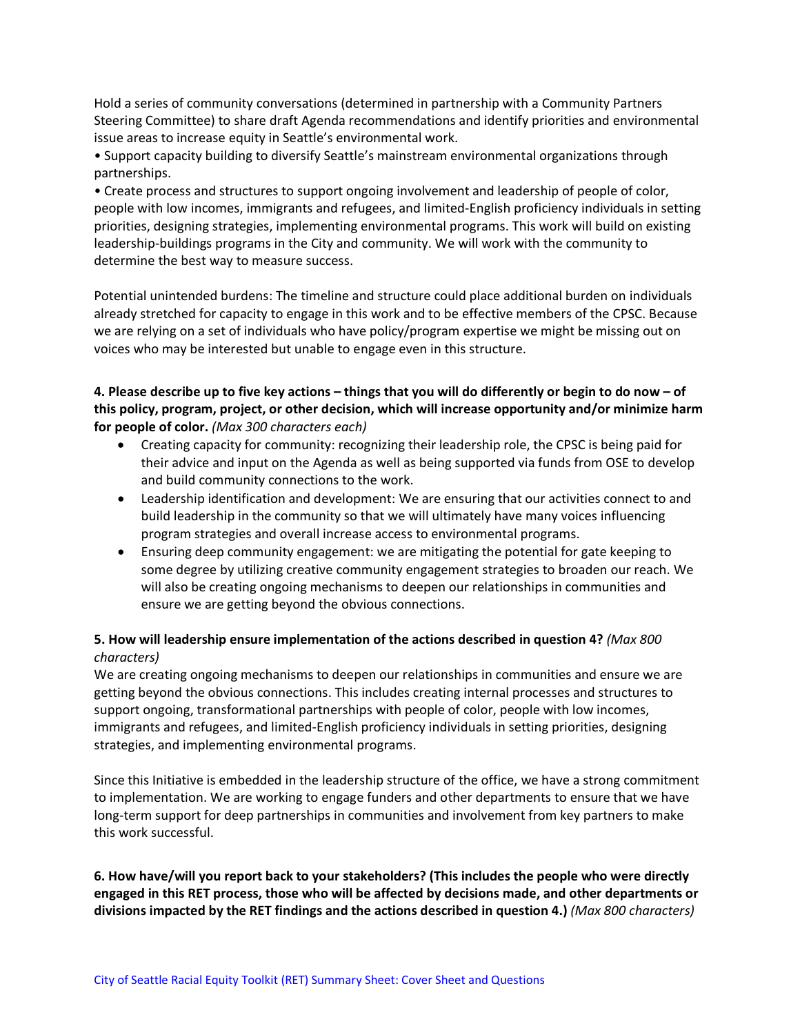Hold a series of community conversations (determined in partnership with a Community Partners Steering Committee) to share draft Agenda recommendations and identify priorities and environmental issue areas to increase equity in Seattle's environmental work.

• Support capacity building to diversify Seattle's mainstream environmental organizations through partnerships.

• Create process and structures to support ongoing involvement and leadership of people of color, people with low incomes, immigrants and refugees, and limited-English proficiency individuals in setting priorities, designing strategies, implementing environmental programs. This work will build on existing leadership-buildings programs in the City and community. We will work with the community to determine the best way to measure success.

Potential unintended burdens: The timeline and structure could place additional burden on individuals already stretched for capacity to engage in this work and to be effective members of the CPSC. Because we are relying on a set of individuals who have policy/program expertise we might be missing out on voices who may be interested but unable to engage even in this structure.

**4. Please describe up to five key actions – things that you will do differently or begin to do now – of this policy, program, project, or other decision, which will increase opportunity and/or minimize harm for people of color.** *(Max 300 characters each)*

- Creating capacity for community: recognizing their leadership role, the CPSC is being paid for their advice and input on the Agenda as well as being supported via funds from OSE to develop and build community connections to the work.
- Leadership identification and development: We are ensuring that our activities connect to and build leadership in the community so that we will ultimately have many voices influencing program strategies and overall increase access to environmental programs.
- Ensuring deep community engagement: we are mitigating the potential for gate keeping to some degree by utilizing creative community engagement strategies to broaden our reach. We will also be creating ongoing mechanisms to deepen our relationships in communities and ensure we are getting beyond the obvious connections.

**5. How will leadership ensure implementation of the actions described in question 4?** *(Max 800 characters)*

We are creating ongoing mechanisms to deepen our relationships in communities and ensure we are getting beyond the obvious connections. This includes creating internal processes and structures to support ongoing, transformational partnerships with people of color, people with low incomes, immigrants and refugees, and limited-English proficiency individuals in setting priorities, designing strategies, and implementing environmental programs.

Since this Initiative is embedded in the leadership structure of the office, we have a strong commitment to implementation. We are working to engage funders and other departments to ensure that we have long-term support for deep partnerships in communities and involvement from key partners to make this work successful.

**6. How have/will you report back to your stakeholders? (This includes the people who were directly engaged in this RET process, those who will be affected by decisions made, and other departments or divisions impacted by the RET findings and the actions described in question 4.)** *(Max 800 characters)*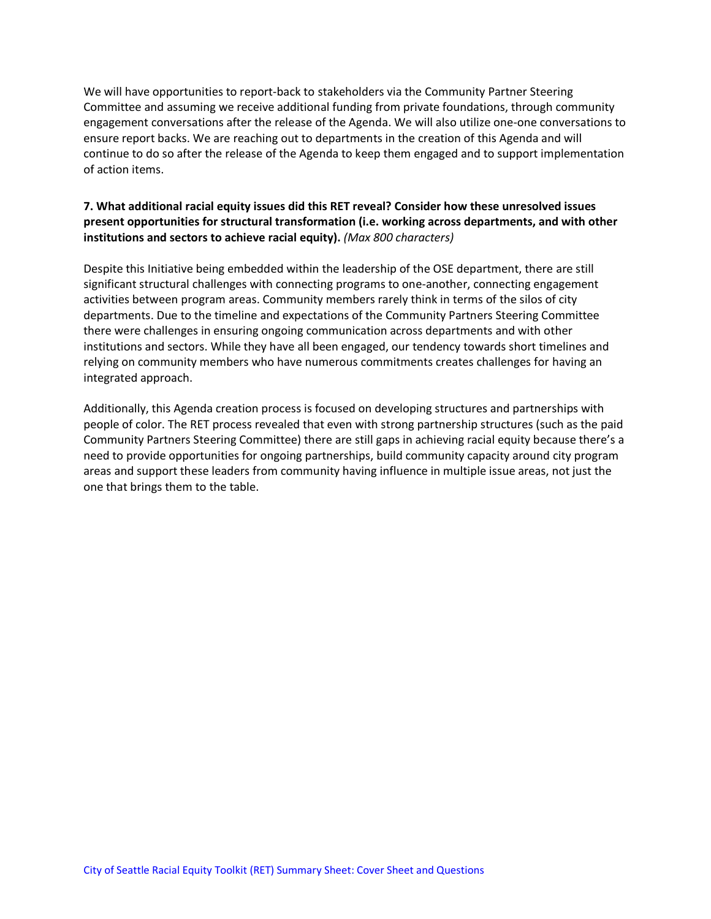We will have opportunities to report-back to stakeholders via the Community Partner Steering Committee and assuming we receive additional funding from private foundations, through community engagement conversations after the release of the Agenda. We will also utilize one-one conversations to ensure report backs. We are reaching out to departments in the creation of this Agenda and will continue to do so after the release of the Agenda to keep them engaged and to support implementation of action items.

**7. What additional racial equity issues did this RET reveal? Consider how these unresolved issues present opportunities for structural transformation (i.e. working across departments, and with other institutions and sectors to achieve racial equity).** *(Max 800 characters)*

Despite this Initiative being embedded within the leadership of the OSE department, there are still significant structural challenges with connecting programs to one-another, connecting engagement activities between program areas. Community members rarely think in terms of the silos of city departments. Due to the timeline and expectations of the Community Partners Steering Committee there were challenges in ensuring ongoing communication across departments and with other institutions and sectors. While they have all been engaged, our tendency towards short timelines and relying on community members who have numerous commitments creates challenges for having an integrated approach.

Additionally, this Agenda creation process is focused on developing structures and partnerships with people of color. The RET process revealed that even with strong partnership structures (such as the paid Community Partners Steering Committee) there are still gaps in achieving racial equity because there's a need to provide opportunities for ongoing partnerships, build community capacity around city program areas and support these leaders from community having influence in multiple issue areas, not just the one that brings them to the table.